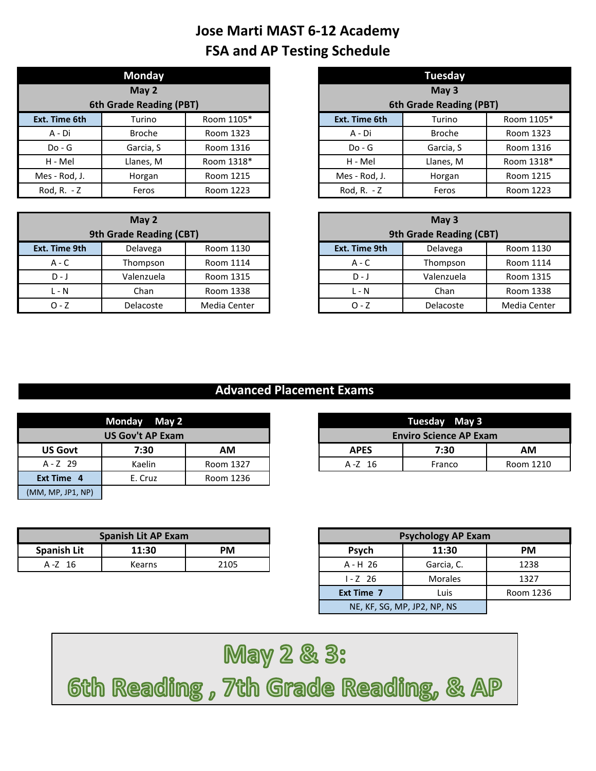# Jose Marti MAST 6-12 Academy
## FSA and AP Testing Schedule

| Monday | | |
|---|---|---|
| May 2<br>6th Grade Reading (PBT) | | |
| Ext. Time 6th | Turino | Room 1105* |
| A - Di | Broche | Room 1323 |
| Do - G | Garcia, S | Room 1316 |
| H - Mel | Llanes, M | Room 1318* |
| Mes - Rod, J. | Horgan | Room 1215 |
| Rod, R. - Z | Feros | Room 1223 |

| Tuesday | | |
|---|---|---|
| May 3<br>6th Grade Reading (PBT) | | |
| Ext. Time 6th | Turino | Room 1105* |
| A - Di | Broche | Room 1323 |
| Do - G | Garcia, S | Room 1316 |
| H - Mel | Llanes, M | Room 1318* |
| Mes - Rod, J. | Horgan | Room 1215 |
| Rod, R. - Z | Feros | Room 1223 |

| May 2<br>9th Grade Reading (CBT) | | |
|---|---|---|
| Ext. Time 9th | Delavega | Room 1130 |
| A - C | Thompson | Room 1114 |
| D - J | Valenzuela | Room 1315 |
| L - N | Chan | Room 1338 |
| O - Z | Delacoste | Media Center |

| May 3<br>9th Grade Reading (CBT) | | |
|---|---|---|
| Ext. Time 9th | Delavega | Room 1130 |
| A - C | Thompson | Room 1114 |
| D - J | Valenzuela | Room 1315 |
| L - N | Chan | Room 1338 |
| O - Z | Delacoste | Media Center |

## Advanced Placement Exams

| Monday May 2 | | |
|---|---|---|
| US Gov't AP Exam | | |
| US Govt | 7:30 | AM |
| A - Z 29 | Kaelin | Room 1327 |
| Ext Time 4 | E. Cruz | Room 1236 |
| (MM, MP, JP1, NP) | | |

| Tuesday May 3 | | |
|---|---|---|
| Enviro Science AP Exam | | |
| APES | 7:30 | AM |
| A -Z 16 | Franco | Room 1210 |

| Spanish Lit AP Exam | | |
|---|---|---|
| Spanish Lit | 11:30 | PM |
| A -Z 16 | Kearns | 2105 |

| Psychology AP Exam | | |
|---|---|---|
| Psych | 11:30 | PM |
| A - H 26 | Garcia, C. | 1238 |
| I - Z 26 | Morales | 1327 |
| Ext Time 7 | Luis | Room 1236 |
| NE, KF, SG, MP, JP2, NP, NS | | |

**May 2 & 3:**
**6th Reading , 7th Grade Reading, & AP**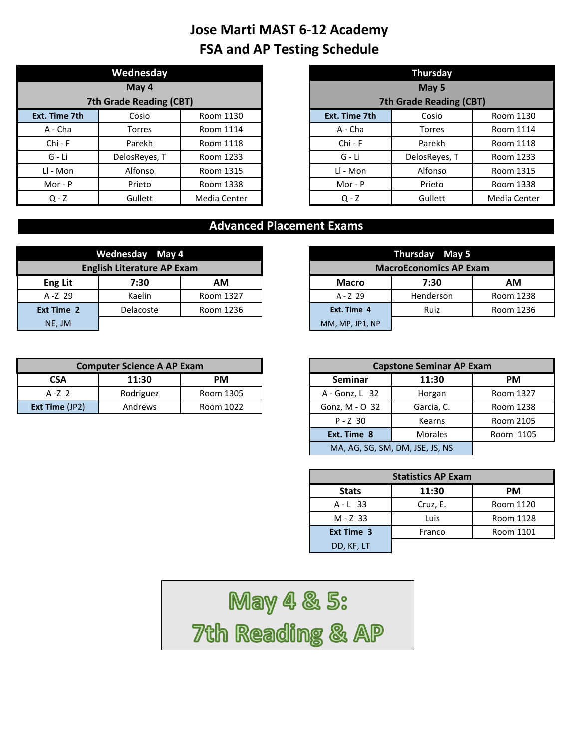# Jose Marti MAST 6-12 Academy
# FSA and AP Testing Schedule

| Wednesday | | |
|---|---|---|
| May 4<br>7th Grade Reading (CBT) | | |
| **Ext. Time 7th** | Cosio | Room 1130 |
| A - Cha | Torres | Room 1114 |
| Chi - F | Parekh | Room 1118 |
| G - Li | DelosReyes, T | Room 1233 |
| Ll - Mon | Alfonso | Room 1315 |
| Mor - P | Prieto | Room 1338 |
| Q - Z | Gullett | Media Center |

| Thursday | | |
|---|---|---|
| May 5<br>7th Grade Reading (CBT) | | |
| **Ext. Time 7th** | Cosio | Room 1130 |
| A - Cha | Torres | Room 1114 |
| Chi - F | Parekh | Room 1118 |
| G - Li | DelosReyes, T | Room 1233 |
| Ll - Mon | Alfonso | Room 1315 |
| Mor - P | Prieto | Room 1338 |
| Q - Z | Gullett | Media Center |

## Advanced Placement Exams

| Wednesday May 4 | | |
|---|---|---|
| English Literature AP Exam | | |
| **Eng Lit** | **7:30** | **AM** |
| A -Z 29 | Kaelin | Room 1327 |
| **Ext Time 2** | Delacoste | Room 1236 |
| NE, JM | | |

| Thursday May 5 | | |
|---|---|---|
| MacroEconomics AP Exam | | |
| **Macro** | **7:30** | **AM** |
| A - Z 29 | Henderson | Room 1238 |
| **Ext. Time 4** | Ruiz | Room 1236 |
| MM, MP, JP1, NP | | |

| Computer Science A AP Exam | | |
|---|---|---|
| **CSA** | **11:30** | **PM** |
| A -Z 2 | Rodriguez | Room 1305 |
| **Ext Time** (JP2) | Andrews | Room 1022 |

| Capstone Seminar AP Exam | | |
|---|---|---|
| **Seminar** | **11:30** | **PM** |
| A - Gonz, L 32 | Horgan | Room 1327 |
| Gonz, M - O 32 | Garcia, C. | Room 1238 |
| P - Z 30 | Kearns | Room 2105 |
| **Ext. Time 8** | Morales | Room 1105 |
| MA, AG, SG, SM, DM, JSE, JS, NS | | |

| Statistics AP Exam | | |
|---|---|---|
| **Stats** | **11:30** | **PM** |
| A - L 33 | Cruz, E. | Room 1120 |
| M - Z 33 | Luis | Room 1128 |
| **Ext Time 3** | Franco | Room 1101 |
| DD, KF, LT | | |

**May 4 & 5:**
**7th Reading & AP**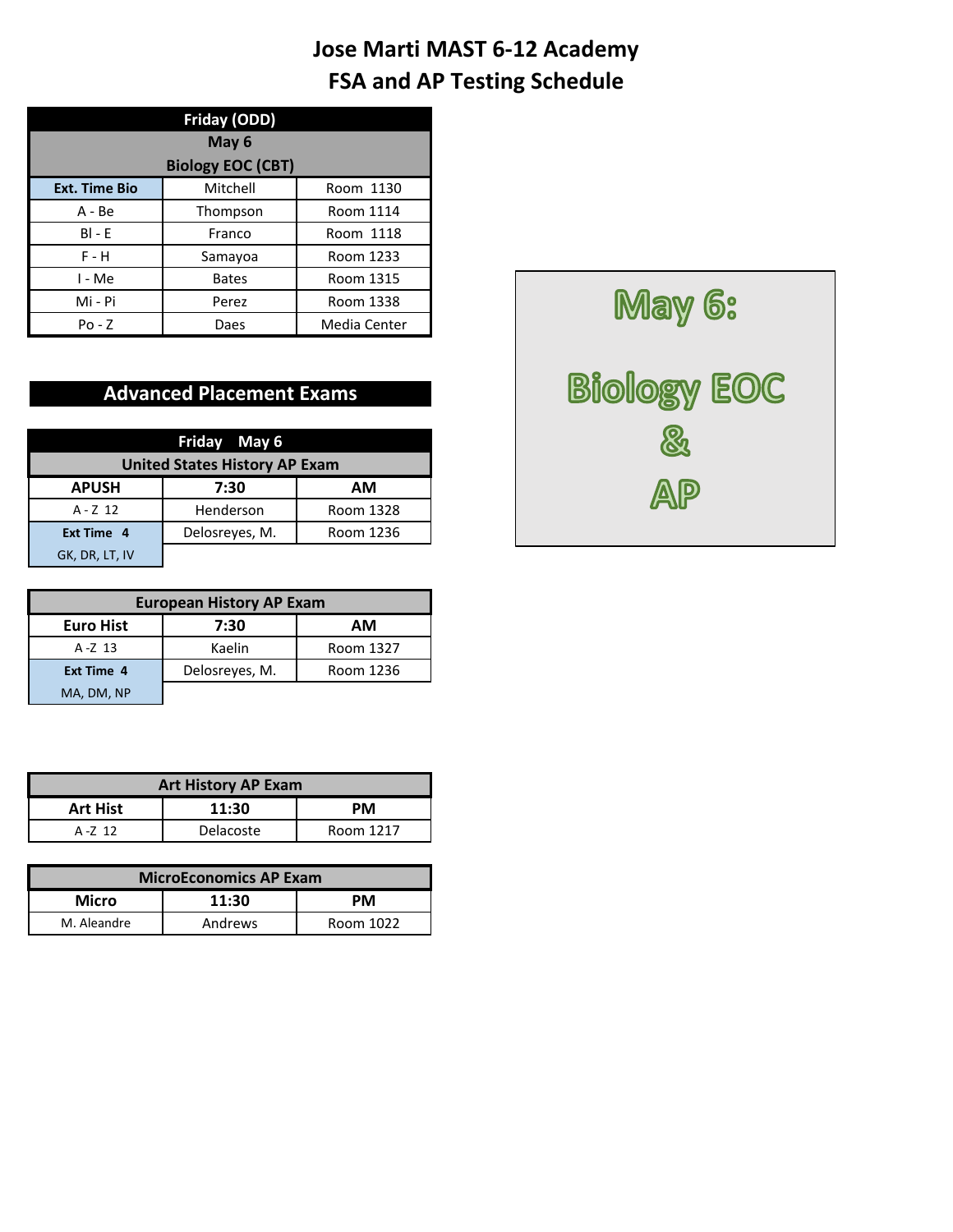# Jose Marti MAST 6-12 Academy
# FSA and AP Testing Schedule

| Friday (ODD) | | |
|---|---|---|
| **May 6** | | |
| **Biology EOC (CBT)** | | |
| **Ext. Time Bio** | Mitchell | Room 1130 |
| A - Be | Thompson | Room 1114 |
| Bl - E | Franco | Room 1118 |
| F - H | Samayoa | Room 1233 |
| I - Me | Bates | Room 1315 |
| Mi - Pi | Perez | Room 1338 |
| Po - Z | Daes | Media Center |

**May 6:**

**Biology EOC**

**&**

**AP**

## Advanced Placement Exams

| Friday May 6 | | |
|---|---|---|
| **United States History AP Exam** | | |
| **APUSH** | **7:30** | **AM** |
| A - Z 12 | Henderson | Room 1328 |
| **Ext Time 4** GK, DR, LT, IV | Delosreyes, M. | Room 1236 |

| European History AP Exam | | |
|---|---|---|
| **Euro Hist** | **7:30** | **AM** |
| A -Z 13 | Kaelin | Room 1327 |
| **Ext Time 4** MA, DM, NP | Delosreyes, M. | Room 1236 |

| Art History AP Exam | | |
|---|---|---|
| **Art Hist** | **11:30** | **PM** |
| A -Z 12 | Delacoste | Room 1217 |

| MicroEconomics AP Exam | | |
|---|---|---|
| **Micro** | **11:30** | **PM** |
| M. Aleandre | Andrews | Room 1022 |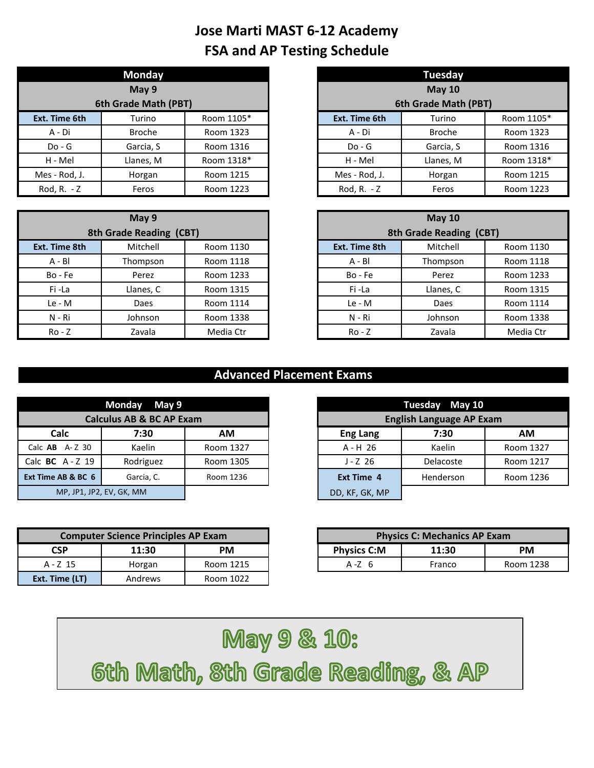# Jose Marti MAST 6-12 Academy
## FSA and AP Testing Schedule

| Monday | | |
|---|---|---|
| May 9 6th Grade Math (PBT) | | |
| Ext. Time 6th | Turino | Room 1105* |
| A - Di | Broche | Room 1323 |
| Do - G | Garcia, S | Room 1316 |
| H - Mel | Llanes, M | Room 1318* |
| Mes - Rod, J. | Horgan | Room 1215 |
| Rod, R. - Z | Feros | Room 1223 |

| Tuesday | | |
|---|---|---|
| May 10 6th Grade Math (PBT) | | |
| Ext. Time 6th | Turino | Room 1105* |
| A - Di | Broche | Room 1323 |
| Do - G | Garcia, S | Room 1316 |
| H - Mel | Llanes, M | Room 1318* |
| Mes - Rod, J. | Horgan | Room 1215 |
| Rod, R. - Z | Feros | Room 1223 |

| May 9 8th Grade Reading (CBT) | | |
|---|---|---|
| Ext. Time 8th | Mitchell | Room 1130 |
| A - Bl | Thompson | Room 1118 |
| Bo - Fe | Perez | Room 1233 |
| Fi -La | Llanes, C | Room 1315 |
| Le - M | Daes | Room 1114 |
| N - Ri | Johnson | Room 1338 |
| Ro - Z | Zavala | Media Ctr |

| May 10 8th Grade Reading (CBT) | | |
|---|---|---|
| Ext. Time 8th | Mitchell | Room 1130 |
| A - Bl | Thompson | Room 1118 |
| Bo - Fe | Perez | Room 1233 |
| Fi -La | Llanes, C | Room 1315 |
| Le - M | Daes | Room 1114 |
| N - Ri | Johnson | Room 1338 |
| Ro - Z | Zavala | Media Ctr |

## Advanced Placement Exams

| Monday May 9 | | |
|---|---|---|
| Calculus AB & BC AP Exam | | |
| **Calc** | **7:30** | **AM** |
| Calc **AB** A- Z 30 | Kaelin | Room 1327 |
| Calc **BC** A - Z 19 | Rodriguez | Room 1305 |
| Ext Time AB & BC 6 | Garcia, C. | Room 1236 |
| MP, JP1, JP2, EV, GK, MM | | |

| Tuesday May 10 | | |
|---|---|---|
| English Language AP Exam | | |
| **Eng Lang** | **7:30** | **AM** |
| A - H 26 | Kaelin | Room 1327 |
| J - Z 26 | Delacoste | Room 1217 |
| Ext Time 4 | Henderson | Room 1236 |
| DD, KF, GK, MP | | |

| Computer Science Principles AP Exam | | |
|---|---|---|
| **CSP** | **11:30** | **PM** |
| A - Z 15 | Horgan | Room 1215 |
| Ext. Time (LT) | Andrews | Room 1022 |

| Physics C: Mechanics AP Exam | | |
|---|---|---|
| **Physics C:M** | **11:30** | **PM** |
| A -Z 6 | Franco | Room 1238 |

**May 9 & 10:**
**6th Math, 8th Grade Reading, & AP**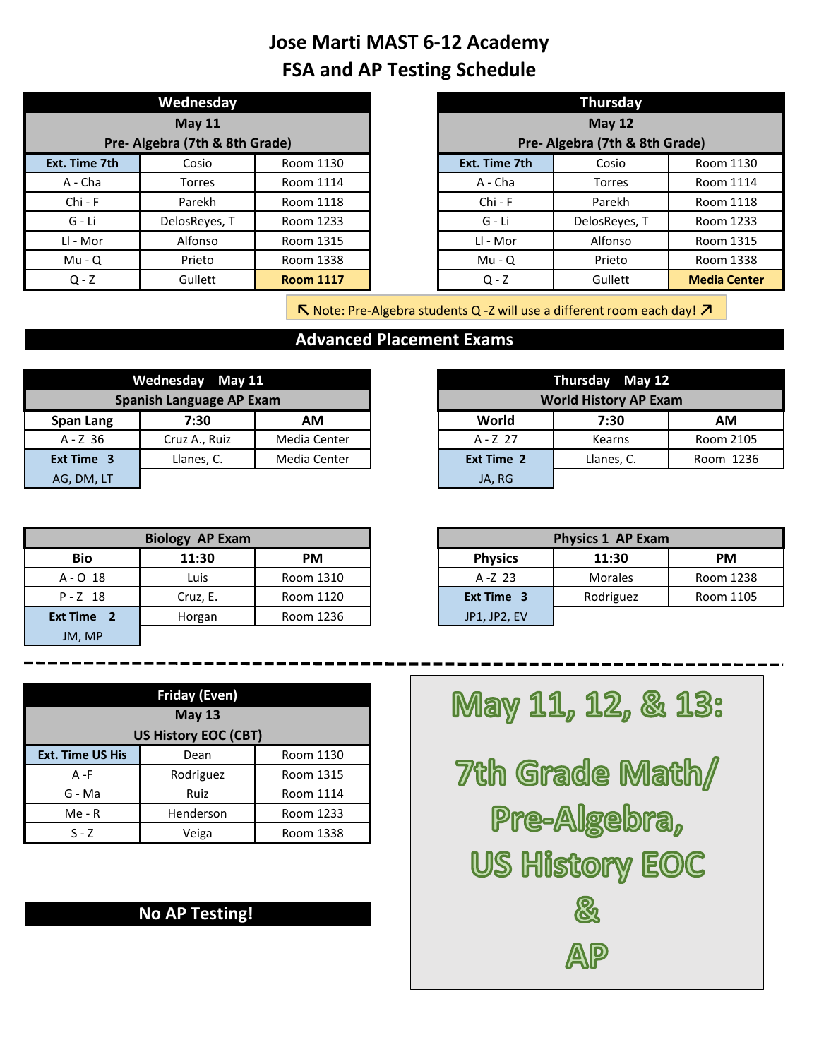# Jose Marti MAST 6-12 Academy
## FSA and AP Testing Schedule

| Wednesday May 11 Pre- Algebra (7th & 8th Grade) | | |
|---|---|---|
| Ext. Time 7th | Cosio | Room 1130 |
| A - Cha | Torres | Room 1114 |
| Chi - F | Parekh | Room 1118 |
| G - Li | DelosReyes, T | Room 1233 |
| Ll - Mor | Alfonso | Room 1315 |
| Mu - Q | Prieto | Room 1338 |
| Q - Z | Gullett | **Room 1117** |

| Thursday May 12 Pre- Algebra (7th & 8th Grade) | | |
|---|---|---|
| Ext. Time 7th | Cosio | Room 1130 |
| A - Cha | Torres | Room 1114 |
| Chi - F | Parekh | Room 1118 |
| G - Li | DelosReyes, T | Room 1233 |
| Ll - Mor | Alfonso | Room 1315 |
| Mu - Q | Prieto | Room 1338 |
| Q - Z | Gullett | **Media Center** |

↖ Note: Pre-Algebra students Q -Z will use a different room each day! ↗

## Advanced Placement Exams

| Wednesday May 11 Spanish Language AP Exam | | |
|---|---|---|
| **Span Lang** | **7:30** | **AM** |
| A - Z 36 | Cruz A., Ruiz | Media Center |
| **Ext Time 3** AG, DM, LT | Llanes, C. | Media Center |

| Thursday May 12 World History AP Exam | | |
|---|---|---|
| **World** | **7:30** | **AM** |
| A - Z 27 | Kearns | Room 2105 |
| **Ext Time 2** JA, RG | Llanes, C. | Room 1236 |

| Biology AP Exam | | |
|---|---|---|
| **Bio** | **11:30** | **PM** |
| A - O 18 | Luis | Room 1310 |
| P - Z 18 | Cruz, E. | Room 1120 |
| **Ext Time 2** JM, MP | Horgan | Room 1236 |

| Physics 1 AP Exam | | |
|---|---|---|
| **Physics** | **11:30** | **PM** |
| A -Z 23 | Morales | Room 1238 |
| **Ext Time 3** JP1, JP2, EV | Rodriguez | Room 1105 |

---

| Friday (Even) May 13 US History EOC (CBT) | | |
|---|---|---|
| Ext. Time US His | Dean | Room 1130 |
| A -F | Rodriguez | Room 1315 |
| G - Ma | Ruiz | Room 1114 |
| Me - R | Henderson | Room 1233 |
| S - Z | Veiga | Room 1338 |

**No AP Testing!**

**May 11, 12, & 13:**

**7th Grade Math/ Pre-Algebra, US History EOC & AP**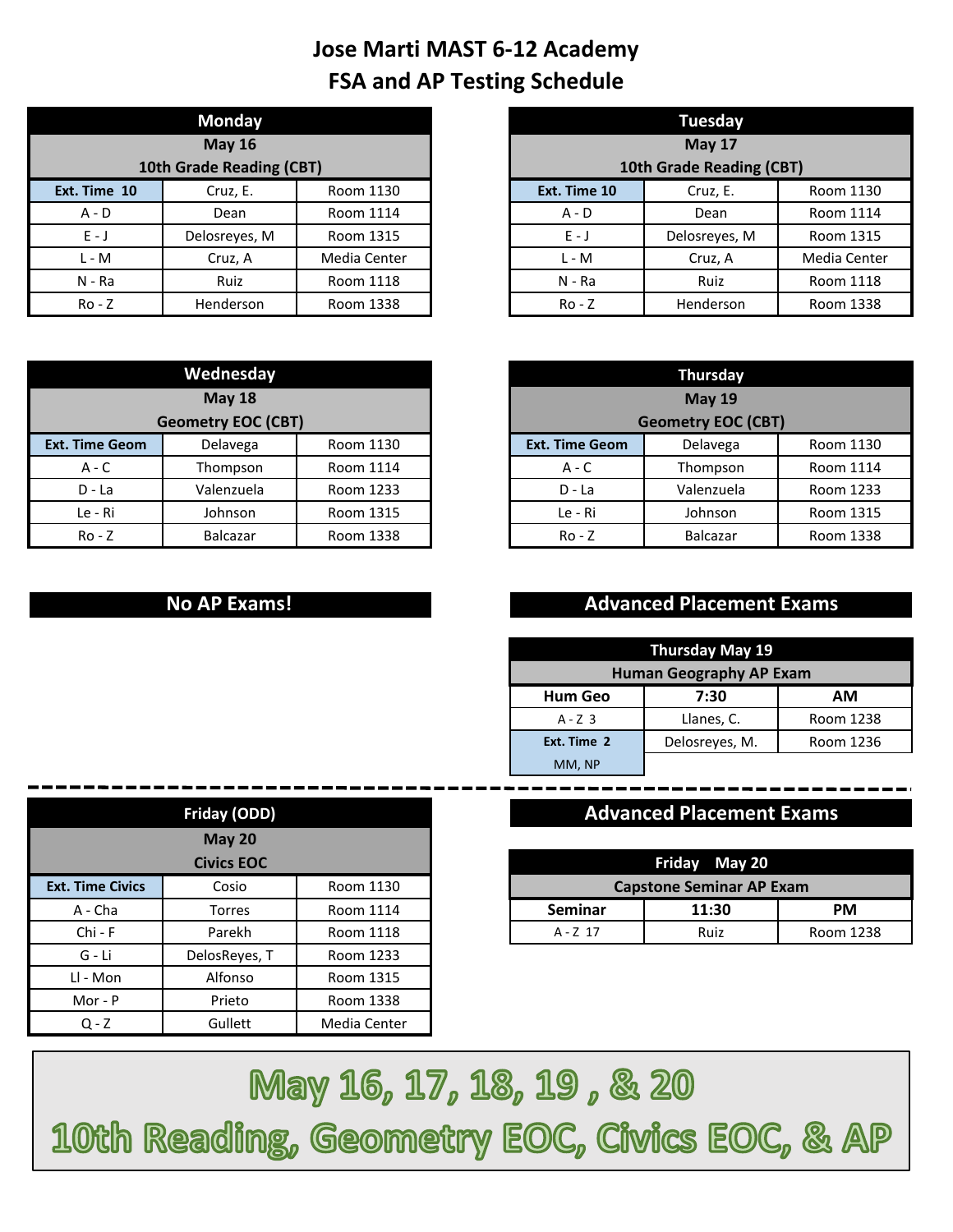# Jose Marti MAST 6-12 Academy
## FSA and AP Testing Schedule

| Monday | | |
|---|---|---|
| May 16<br>10th Grade Reading (CBT) | | |
| Ext. Time 10 | Cruz, E. | Room 1130 |
| A - D | Dean | Room 1114 |
| E - J | Delosreyes, M | Room 1315 |
| L - M | Cruz, A | Media Center |
| N - Ra | Ruiz | Room 1118 |
| Ro - Z | Henderson | Room 1338 |

| Tuesday | | |
|---|---|---|
| May 17<br>10th Grade Reading (CBT) | | |
| Ext. Time 10 | Cruz, E. | Room 1130 |
| A - D | Dean | Room 1114 |
| E - J | Delosreyes, M | Room 1315 |
| L - M | Cruz, A | Media Center |
| N - Ra | Ruiz | Room 1118 |
| Ro - Z | Henderson | Room 1338 |

| Wednesday | | |
|---|---|---|
| May 18<br>Geometry EOC (CBT) | | |
| Ext. Time Geom | Delavega | Room 1130 |
| A - C | Thompson | Room 1114 |
| D - La | Valenzuela | Room 1233 |
| Le - Ri | Johnson | Room 1315 |
| Ro - Z | Balcazar | Room 1338 |

| Thursday | | |
|---|---|---|
| May 19<br>Geometry EOC (CBT) | | |
| Ext. Time Geom | Delavega | Room 1130 |
| A - C | Thompson | Room 1114 |
| D - La | Valenzuela | Room 1233 |
| Le - Ri | Johnson | Room 1315 |
| Ro - Z | Balcazar | Room 1338 |

**No AP Exams!**

**Advanced Placement Exams**

| Thursday May 19 | | |
|---|---|---|
| Human Geography AP Exam | | |
| Hum Geo | 7:30 | AM |
| A - Z 3 | Llanes, C. | Room 1238 |
| Ext. Time 2<br>MM, NP | Delosreyes, M. | Room 1236 |

---

| Friday (ODD) | | |
|---|---|---|
| May 20<br>Civics EOC | | |
| Ext. Time Civics | Cosio | Room 1130 |
| A - Cha | Torres | Room 1114 |
| Chi - F | Parekh | Room 1118 |
| G - Li | DelosReyes, T | Room 1233 |
| Ll - Mon | Alfonso | Room 1315 |
| Mor - P | Prieto | Room 1338 |
| Q - Z | Gullett | Media Center |

**Advanced Placement Exams**

| Friday May 20 | | |
|---|---|---|
| Capstone Seminar AP Exam | | |
| Seminar | 11:30 | PM |
| A - Z 17 | Ruiz | Room 1238 |

**May 16, 17, 18, 19 , & 20**
**10th Reading, Geometry EOC, Civics EOC, & AP**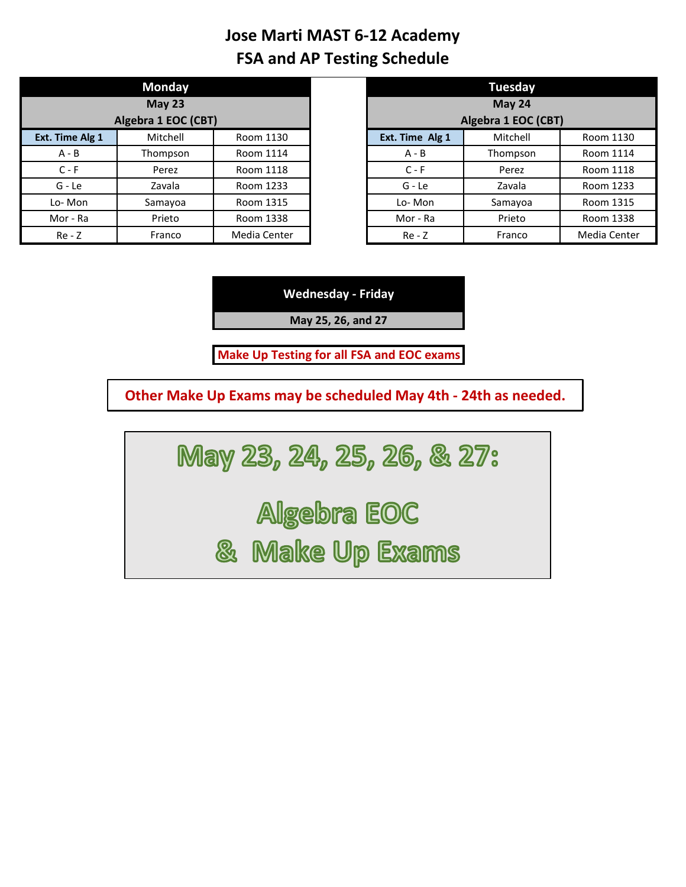# Jose Marti MAST 6-12 Academy
## FSA and AP Testing Schedule

| Monday | | |
|---|---|---|
| May 23<br>Algebra 1 EOC (CBT) | | |
| Ext. Time Alg 1 | Mitchell | Room 1130 |
| A - B | Thompson | Room 1114 |
| C - F | Perez | Room 1118 |
| G - Le | Zavala | Room 1233 |
| Lo- Mon | Samayoa | Room 1315 |
| Mor - Ra | Prieto | Room 1338 |
| Re - Z | Franco | Media Center |

| Tuesday | | |
|---|---|---|
| May 24<br>Algebra 1 EOC (CBT) | | |
| Ext. Time Alg 1 | Mitchell | Room 1130 |
| A - B | Thompson | Room 1114 |
| C - F | Perez | Room 1118 |
| G - Le | Zavala | Room 1233 |
| Lo- Mon | Samayoa | Room 1315 |
| Mor - Ra | Prieto | Room 1338 |
| Re - Z | Franco | Media Center |

| Wednesday - Friday |
|---|
| May 25, 26, and 27 |

**Make Up Testing for all FSA and EOC exams**

**Other Make Up Exams may be scheduled May 4th - 24th as needed.**

**May 23, 24, 25, 26, & 27:**

**Algebra EOC**
**& Make Up Exams**